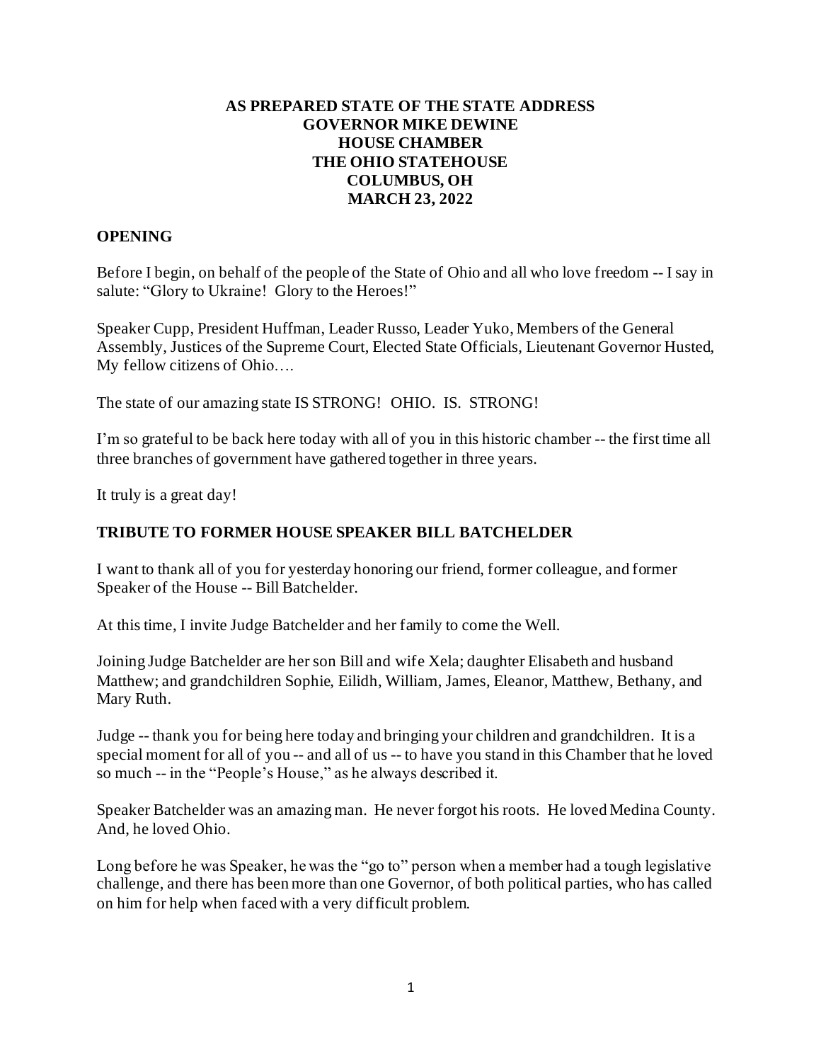# AS PREPARED STATE OF THE STATE ADDRESS
# GOVERNOR MIKE DEWINE
# HOUSE CHAMBER
# THE OHIO STATEHOUSE
# COLUMBUS, OH
# MARCH 23, 2022

## OPENING

Before I begin, on behalf of the people of the State of Ohio and all who love freedom -- I say in salute: "Glory to Ukraine! Glory to the Heroes!"

Speaker Cupp, President Huffman, Leader Russo, Leader Yuko, Members of the General Assembly, Justices of the Supreme Court, Elected State Officials, Lieutenant Governor Husted, My fellow citizens of Ohio….

The state of our amazing state IS STRONG! OHIO. IS. STRONG!

I'm so grateful to be back here today with all of you in this historic chamber -- the first time all three branches of government have gathered together in three years.

It truly is a great day!

## TRIBUTE TO FORMER HOUSE SPEAKER BILL BATCHELDER

I want to thank all of you for yesterday honoring our friend, former colleague, and former Speaker of the House -- Bill Batchelder.

At this time, I invite Judge Batchelder and her family to come the Well.

Joining Judge Batchelder are her son Bill and wife Xela; daughter Elisabeth and husband Matthew; and grandchildren Sophie, Eilidh, William, James, Eleanor, Matthew, Bethany, and Mary Ruth.

Judge -- thank you for being here today and bringing your children and grandchildren. It is a special moment for all of you -- and all of us -- to have you stand in this Chamber that he loved so much -- in the "People's House," as he always described it.

Speaker Batchelder was an amazing man. He never forgot his roots. He loved Medina County. And, he loved Ohio.

Long before he was Speaker, he was the "go to" person when a member had a tough legislative challenge, and there has been more than one Governor, of both political parties, who has called on him for help when faced with a very difficult problem.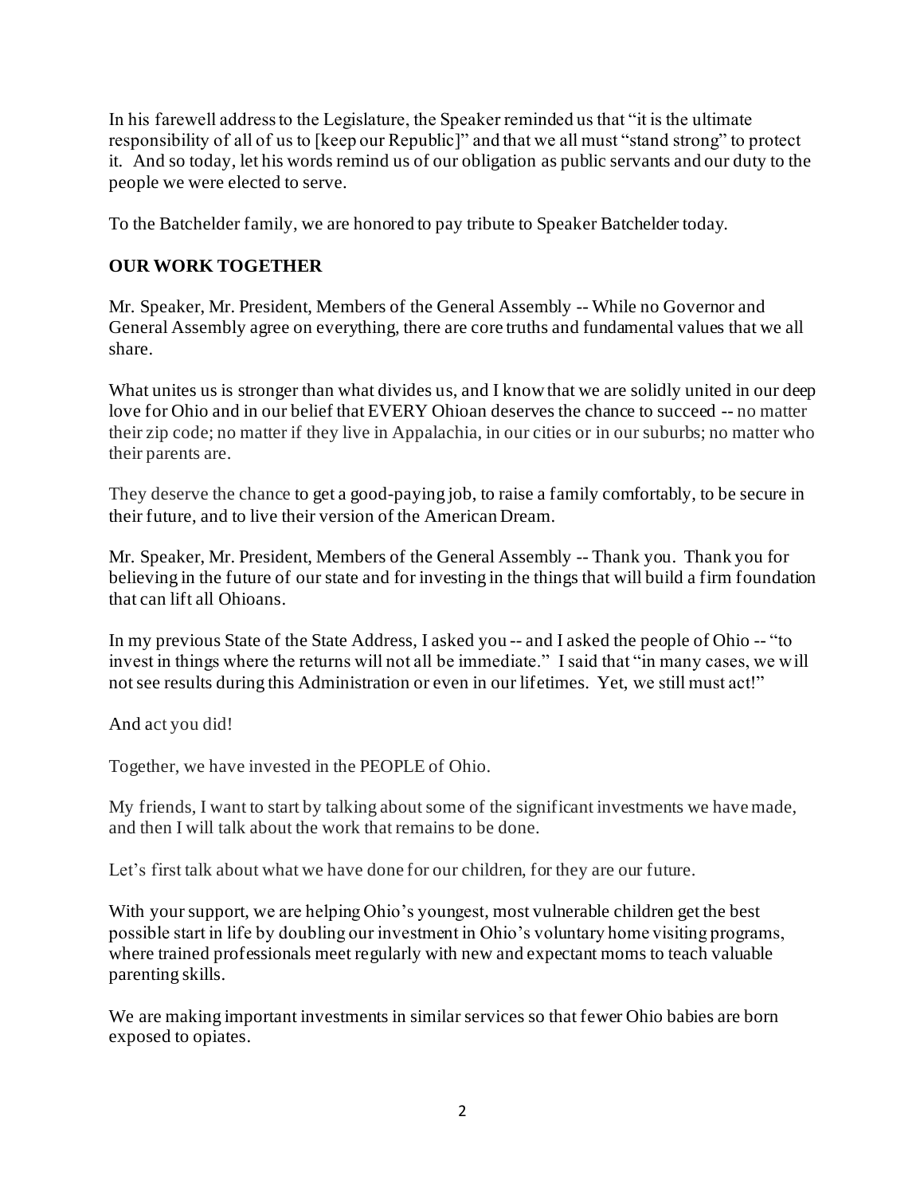In his farewell address to the Legislature, the Speaker reminded us that "it is the ultimate responsibility of all of us to [keep our Republic]" and that we all must "stand strong" to protect it. And so today, let his words remind us of our obligation as public servants and our duty to the people we were elected to serve.

To the Batchelder family, we are honored to pay tribute to Speaker Batchelder today.

## OUR WORK TOGETHER

Mr. Speaker, Mr. President, Members of the General Assembly -- While no Governor and General Assembly agree on everything, there are core truths and fundamental values that we all share.

What unites us is stronger than what divides us, and I know that we are solidly united in our deep love for Ohio and in our belief that EVERY Ohioan deserves the chance to succeed -- no matter their zip code; no matter if they live in Appalachia, in our cities or in our suburbs; no matter who their parents are.

They deserve the chance to get a good-paying job, to raise a family comfortably, to be secure in their future, and to live their version of the American Dream.

Mr. Speaker, Mr. President, Members of the General Assembly -- Thank you. Thank you for believing in the future of our state and for investing in the things that will build a firm foundation that can lift all Ohioans.

In my previous State of the State Address, I asked you -- and I asked the people of Ohio -- "to invest in things where the returns will not all be immediate." I said that "in many cases, we will not see results during this Administration or even in our lifetimes. Yet, we still must act!"

And act you did!

Together, we have invested in the PEOPLE of Ohio.

My friends, I want to start by talking about some of the significant investments we have made, and then I will talk about the work that remains to be done.

Let's first talk about what we have done for our children, for they are our future.

With your support, we are helping Ohio's youngest, most vulnerable children get the best possible start in life by doubling our investment in Ohio's voluntary home visiting programs, where trained professionals meet regularly with new and expectant moms to teach valuable parenting skills.

We are making important investments in similar services so that fewer Ohio babies are born exposed to opiates.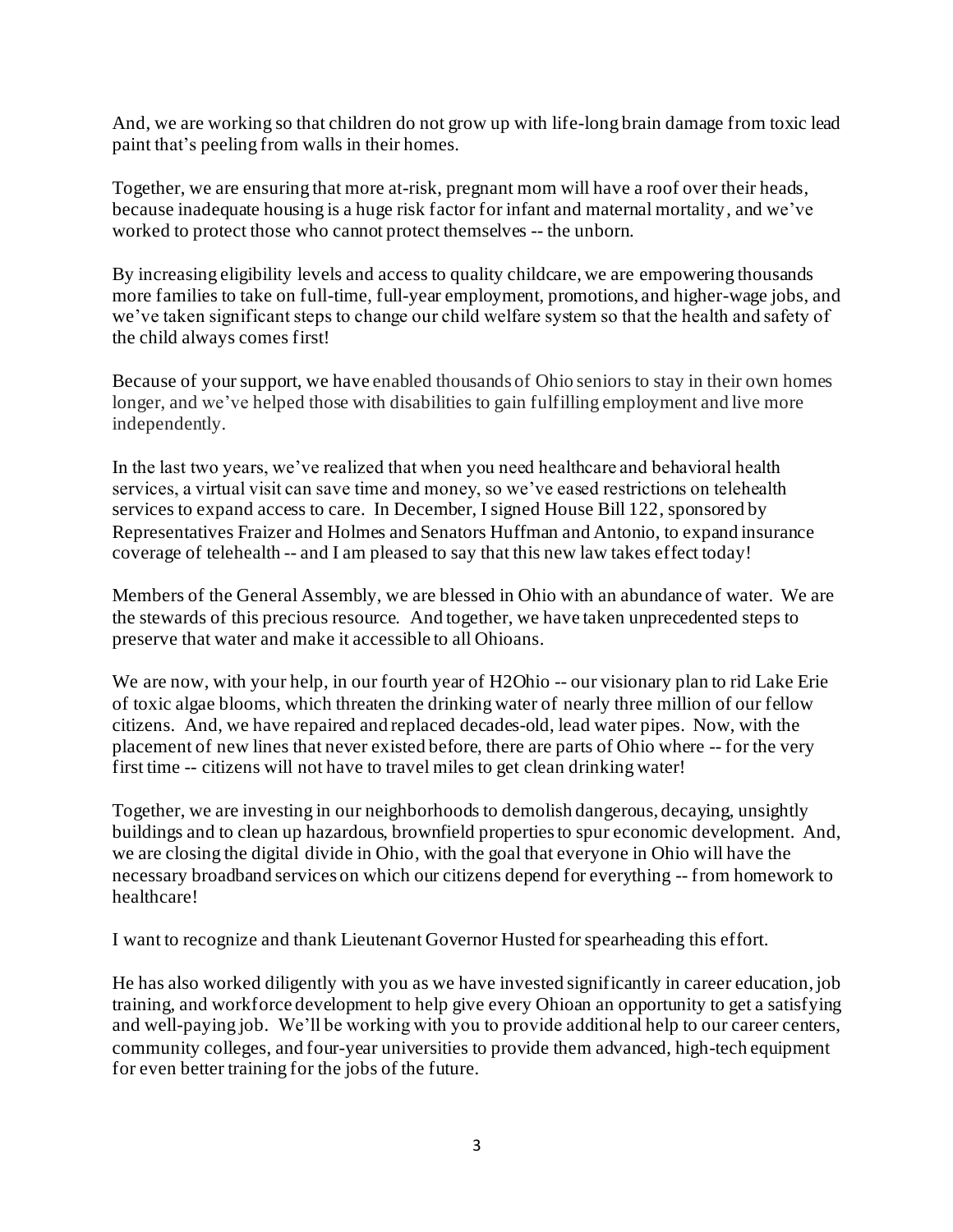And, we are working so that children do not grow up with life-long brain damage from toxic lead paint that's peeling from walls in their homes.

Together, we are ensuring that more at-risk, pregnant mom will have a roof over their heads, because inadequate housing is a huge risk factor for infant and maternal mortality, and we've worked to protect those who cannot protect themselves -- the unborn.

By increasing eligibility levels and access to quality childcare, we are empowering thousands more families to take on full-time, full-year employment, promotions, and higher-wage jobs, and we've taken significant steps to change our child welfare system so that the health and safety of the child always comes first!

Because of your support, we have enabled thousands of Ohio seniors to stay in their own homes longer, and we've helped those with disabilities to gain fulfilling employment and live more independently.

In the last two years, we've realized that when you need healthcare and behavioral health services, a virtual visit can save time and money, so we've eased restrictions on telehealth services to expand access to care. In December, I signed House Bill 122, sponsored by Representatives Fraizer and Holmes and Senators Huffman and Antonio, to expand insurance coverage of telehealth -- and I am pleased to say that this new law takes effect today!

Members of the General Assembly, we are blessed in Ohio with an abundance of water. We are the stewards of this precious resource. And together, we have taken unprecedented steps to preserve that water and make it accessible to all Ohioans.

We are now, with your help, in our fourth year of H2Ohio -- our visionary plan to rid Lake Erie of toxic algae blooms, which threaten the drinking water of nearly three million of our fellow citizens. And, we have repaired and replaced decades-old, lead water pipes. Now, with the placement of new lines that never existed before, there are parts of Ohio where -- for the very first time -- citizens will not have to travel miles to get clean drinking water!

Together, we are investing in our neighborhoods to demolish dangerous, decaying, unsightly buildings and to clean up hazardous, brownfield properties to spur economic development. And, we are closing the digital divide in Ohio, with the goal that everyone in Ohio will have the necessary broadband services on which our citizens depend for everything -- from homework to healthcare!

I want to recognize and thank Lieutenant Governor Husted for spearheading this effort.

He has also worked diligently with you as we have invested significantly in career education, job training, and workforce development to help give every Ohioan an opportunity to get a satisfying and well-paying job. We'll be working with you to provide additional help to our career centers, community colleges, and four-year universities to provide them advanced, high-tech equipment for even better training for the jobs of the future.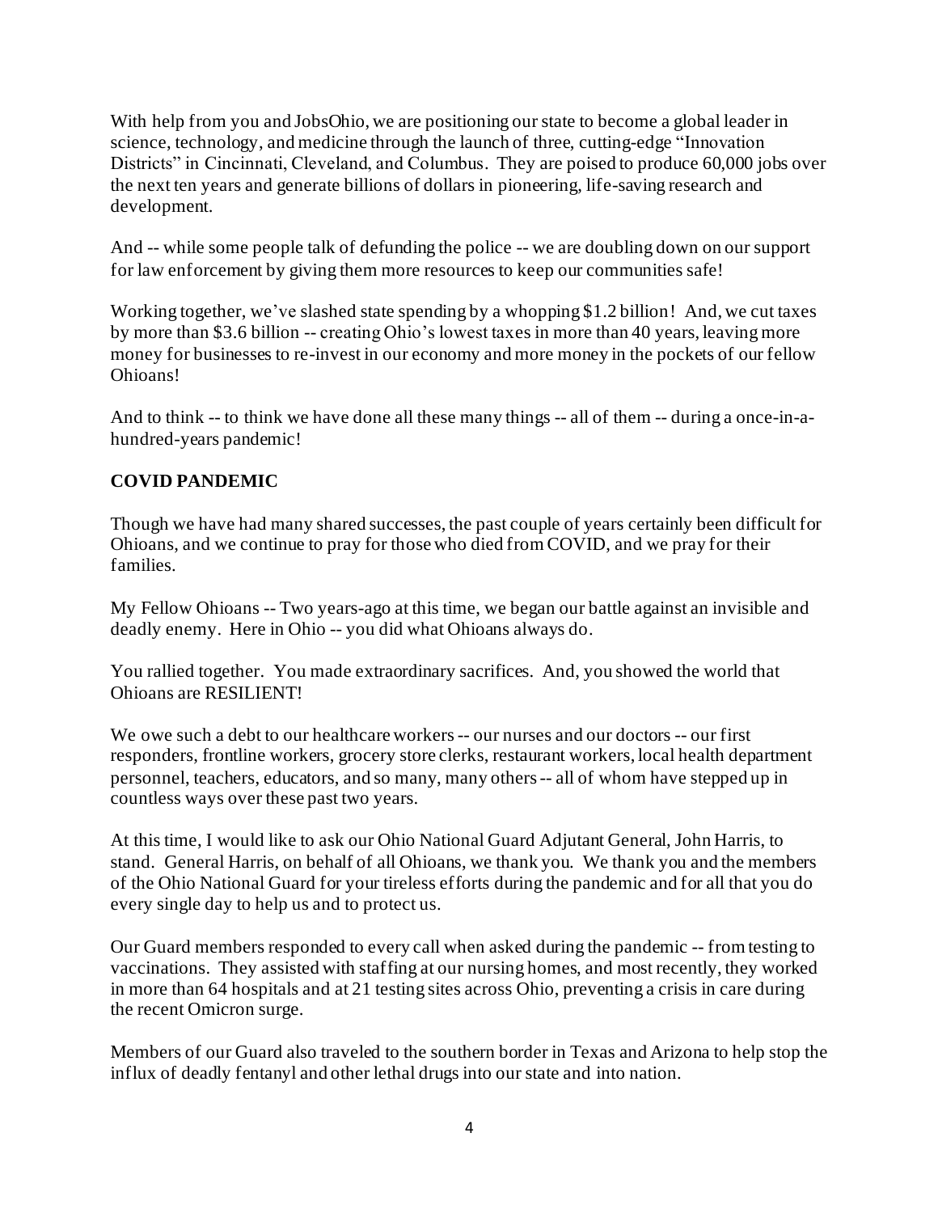With help from you and JobsOhio, we are positioning our state to become a global leader in science, technology, and medicine through the launch of three, cutting-edge "Innovation Districts" in Cincinnati, Cleveland, and Columbus. They are poised to produce 60,000 jobs over the next ten years and generate billions of dollars in pioneering, life-saving research and development.

And -- while some people talk of defunding the police -- we are doubling down on our support for law enforcement by giving them more resources to keep our communities safe!

Working together, we've slashed state spending by a whopping $1.2 billion! And, we cut taxes by more than $3.6 billion -- creating Ohio's lowest taxes in more than 40 years, leaving more money for businesses to re-invest in our economy and more money in the pockets of our fellow Ohioans!

And to think -- to think we have done all these many things -- all of them -- during a once-in-a-hundred-years pandemic!

**COVID PANDEMIC**

Though we have had many shared successes, the past couple of years certainly been difficult for Ohioans, and we continue to pray for those who died from COVID, and we pray for their families.

My Fellow Ohioans -- Two years-ago at this time, we began our battle against an invisible and deadly enemy. Here in Ohio -- you did what Ohioans always do.

You rallied together. You made extraordinary sacrifices. And, you showed the world that Ohioans are RESILIENT!

We owe such a debt to our healthcare workers -- our nurses and our doctors -- our first responders, frontline workers, grocery store clerks, restaurant workers, local health department personnel, teachers, educators, and so many, many others -- all of whom have stepped up in countless ways over these past two years.

At this time, I would like to ask our Ohio National Guard Adjutant General, John Harris, to stand. General Harris, on behalf of all Ohioans, we thank you. We thank you and the members of the Ohio National Guard for your tireless efforts during the pandemic and for all that you do every single day to help us and to protect us.

Our Guard members responded to every call when asked during the pandemic -- from testing to vaccinations. They assisted with staffing at our nursing homes, and most recently, they worked in more than 64 hospitals and at 21 testing sites across Ohio, preventing a crisis in care during the recent Omicron surge.

Members of our Guard also traveled to the southern border in Texas and Arizona to help stop the influx of deadly fentanyl and other lethal drugs into our state and into nation.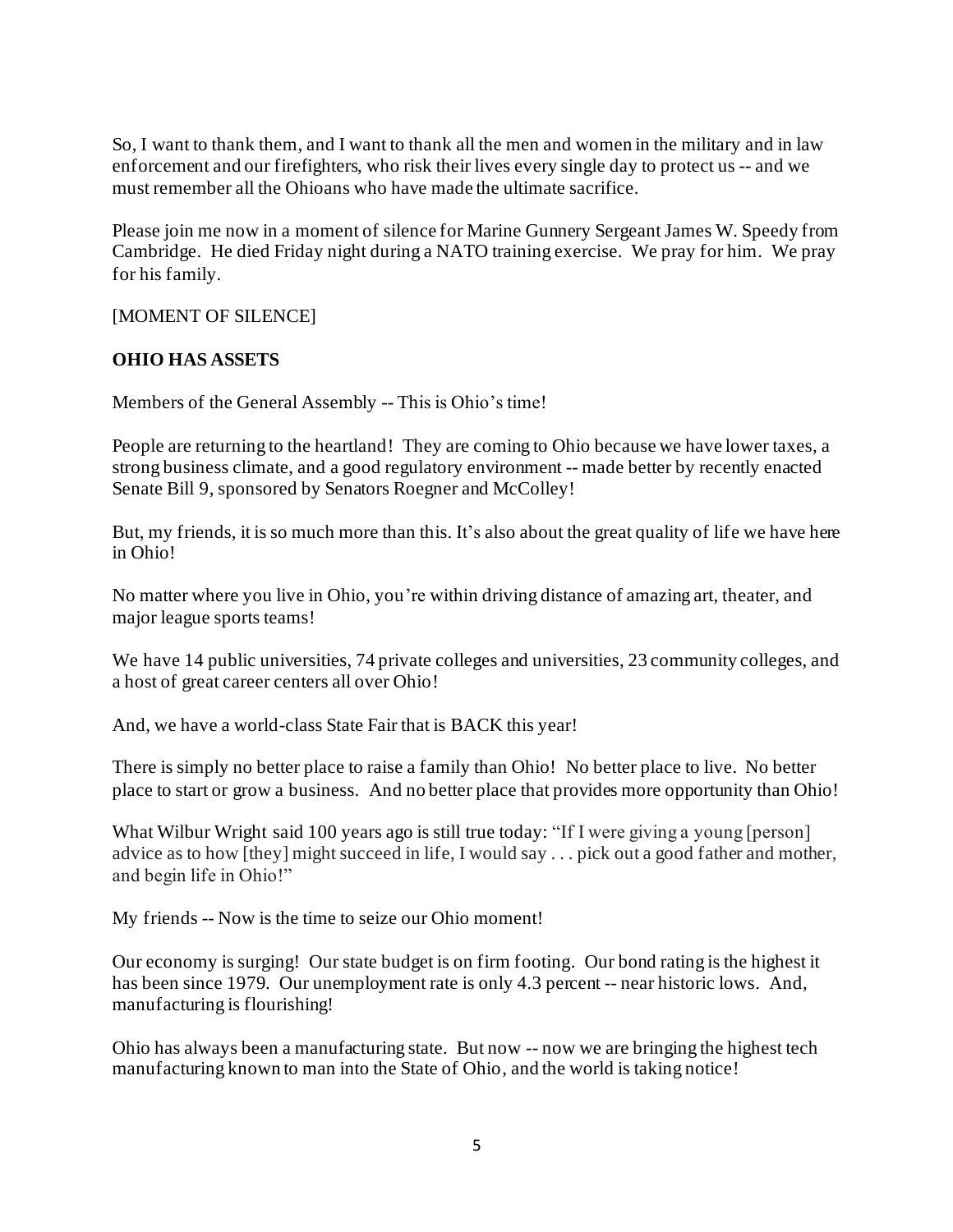So, I want to thank them, and I want to thank all the men and women in the military and in law enforcement and our firefighters, who risk their lives every single day to protect us -- and we must remember all the Ohioans who have made the ultimate sacrifice.

Please join me now in a moment of silence for Marine Gunnery Sergeant James W. Speedy from Cambridge. He died Friday night during a NATO training exercise. We pray for him. We pray for his family.

[MOMENT OF SILENCE]

**OHIO HAS ASSETS**

Members of the General Assembly -- This is Ohio's time!

People are returning to the heartland! They are coming to Ohio because we have lower taxes, a strong business climate, and a good regulatory environment -- made better by recently enacted Senate Bill 9, sponsored by Senators Roegner and McColley!

But, my friends, it is so much more than this. It's also about the great quality of life we have here in Ohio!

No matter where you live in Ohio, you're within driving distance of amazing art, theater, and major league sports teams!

We have 14 public universities, 74 private colleges and universities, 23 community colleges, and a host of great career centers all over Ohio!

And, we have a world-class State Fair that is BACK this year!

There is simply no better place to raise a family than Ohio! No better place to live. No better place to start or grow a business. And no better place that provides more opportunity than Ohio!

What Wilbur Wright said 100 years ago is still true today: "If I were giving a young [person] advice as to how [they] might succeed in life, I would say . . . pick out a good father and mother, and begin life in Ohio!"

My friends -- Now is the time to seize our Ohio moment!

Our economy is surging! Our state budget is on firm footing. Our bond rating is the highest it has been since 1979. Our unemployment rate is only 4.3 percent -- near historic lows. And, manufacturing is flourishing!

Ohio has always been a manufacturing state. But now -- now we are bringing the highest tech manufacturing known to man into the State of Ohio, and the world is taking notice!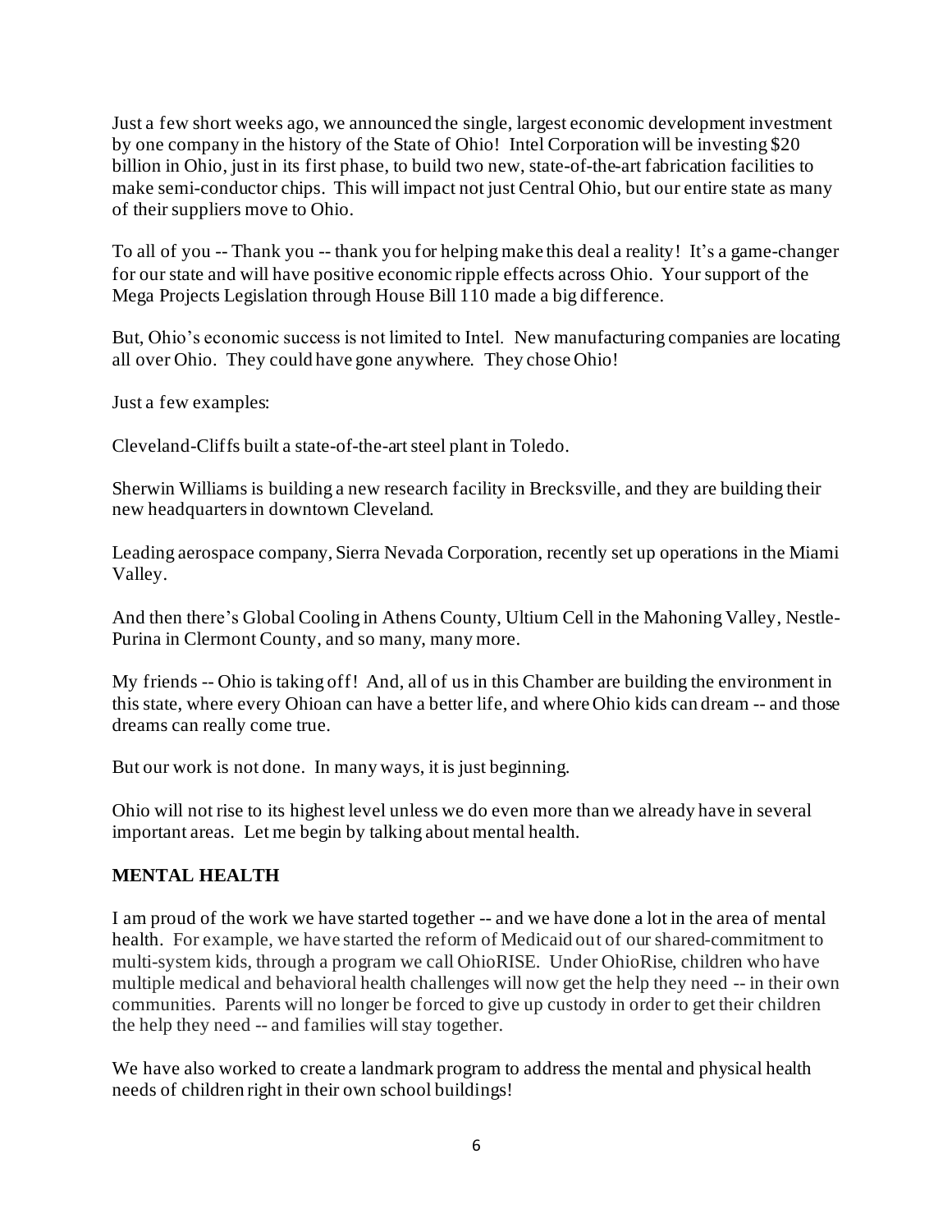Just a few short weeks ago, we announced the single, largest economic development investment by one company in the history of the State of Ohio! Intel Corporation will be investing $20 billion in Ohio, just in its first phase, to build two new, state-of-the-art fabrication facilities to make semi-conductor chips. This will impact not just Central Ohio, but our entire state as many of their suppliers move to Ohio.

To all of you -- Thank you -- thank you for helping make this deal a reality! It's a game-changer for our state and will have positive economic ripple effects across Ohio. Your support of the Mega Projects Legislation through House Bill 110 made a big difference.

But, Ohio's economic success is not limited to Intel. New manufacturing companies are locating all over Ohio. They could have gone anywhere. They chose Ohio!

Just a few examples:

Cleveland-Cliffs built a state-of-the-art steel plant in Toledo.

Sherwin Williams is building a new research facility in Brecksville, and they are building their new headquarters in downtown Cleveland.

Leading aerospace company, Sierra Nevada Corporation, recently set up operations in the Miami Valley.

And then there's Global Cooling in Athens County, Ultium Cell in the Mahoning Valley, Nestle-Purina in Clermont County, and so many, many more.

My friends -- Ohio is taking off! And, all of us in this Chamber are building the environment in this state, where every Ohioan can have a better life, and where Ohio kids can dream -- and those dreams can really come true.

But our work is not done. In many ways, it is just beginning.

Ohio will not rise to its highest level unless we do even more than we already have in several important areas. Let me begin by talking about mental health.

## MENTAL HEALTH

I am proud of the work we have started together -- and we have done a lot in the area of mental health. For example, we have started the reform of Medicaid out of our shared-commitment to multi-system kids, through a program we call OhioRISE. Under OhioRise, children who have multiple medical and behavioral health challenges will now get the help they need -- in their own communities. Parents will no longer be forced to give up custody in order to get their children the help they need -- and families will stay together.

We have also worked to create a landmark program to address the mental and physical health needs of children right in their own school buildings!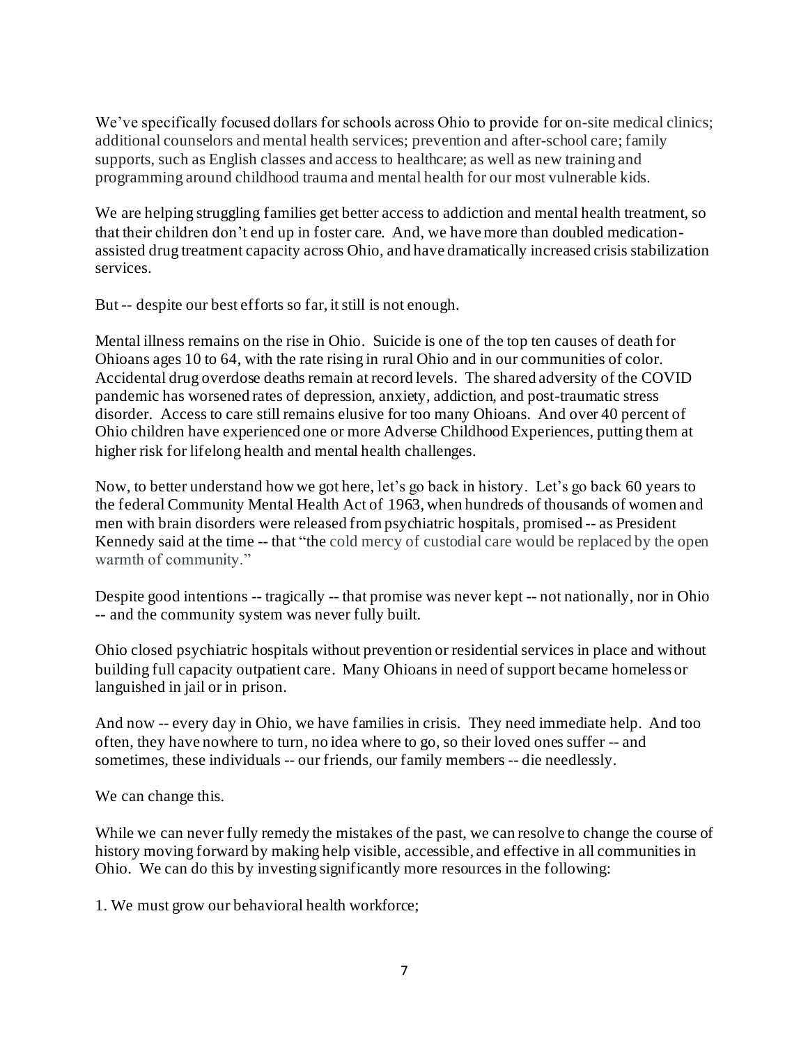We've specifically focused dollars for schools across Ohio to provide for on-site medical clinics; additional counselors and mental health services; prevention and after-school care; family supports, such as English classes and access to healthcare; as well as new training and programming around childhood trauma and mental health for our most vulnerable kids.

We are helping struggling families get better access to addiction and mental health treatment, so that their children don't end up in foster care. And, we have more than doubled medication-assisted drug treatment capacity across Ohio, and have dramatically increased crisis stabilization services.

But -- despite our best efforts so far, it still is not enough.

Mental illness remains on the rise in Ohio. Suicide is one of the top ten causes of death for Ohioans ages 10 to 64, with the rate rising in rural Ohio and in our communities of color. Accidental drug overdose deaths remain at record levels. The shared adversity of the COVID pandemic has worsened rates of depression, anxiety, addiction, and post-traumatic stress disorder. Access to care still remains elusive for too many Ohioans. And over 40 percent of Ohio children have experienced one or more Adverse Childhood Experiences, putting them at higher risk for lifelong health and mental health challenges.

Now, to better understand how we got here, let's go back in history. Let's go back 60 years to the federal Community Mental Health Act of 1963, when hundreds of thousands of women and men with brain disorders were released from psychiatric hospitals, promised -- as President Kennedy said at the time -- that "the cold mercy of custodial care would be replaced by the open warmth of community."

Despite good intentions -- tragically -- that promise was never kept -- not nationally, nor in Ohio -- and the community system was never fully built.

Ohio closed psychiatric hospitals without prevention or residential services in place and without building full capacity outpatient care. Many Ohioans in need of support became homeless or languished in jail or in prison.

And now -- every day in Ohio, we have families in crisis. They need immediate help. And too often, they have nowhere to turn, no idea where to go, so their loved ones suffer -- and sometimes, these individuals -- our friends, our family members -- die needlessly.

We can change this.

While we can never fully remedy the mistakes of the past, we can resolve to change the course of history moving forward by making help visible, accessible, and effective in all communities in Ohio. We can do this by investing significantly more resources in the following:

1. We must grow our behavioral health workforce;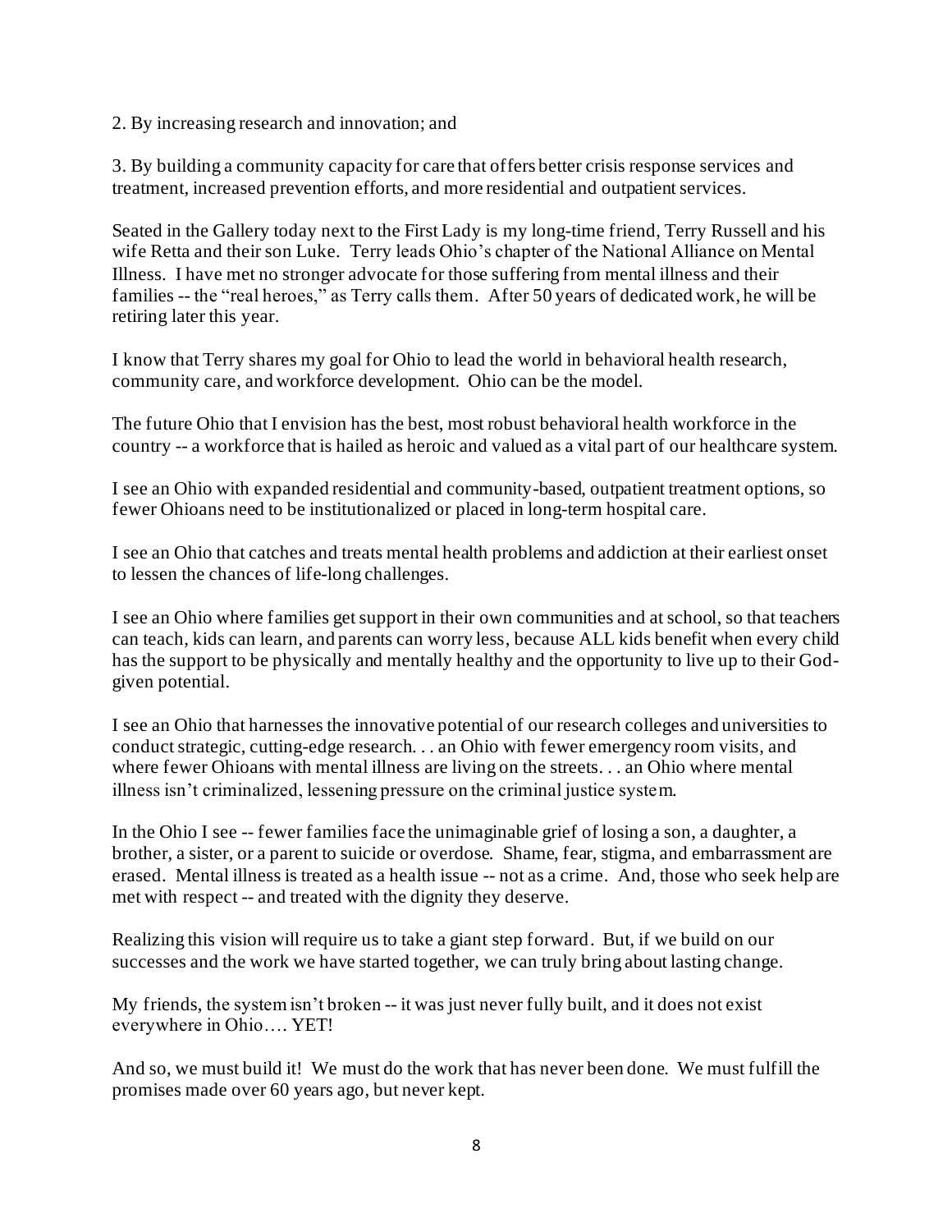2. By increasing research and innovation; and

3. By building a community capacity for care that offers better crisis response services and treatment, increased prevention efforts, and more residential and outpatient services.

Seated in the Gallery today next to the First Lady is my long-time friend, Terry Russell and his wife Retta and their son Luke. Terry leads Ohio's chapter of the National Alliance on Mental Illness. I have met no stronger advocate for those suffering from mental illness and their families -- the "real heroes," as Terry calls them. After 50 years of dedicated work, he will be retiring later this year.

I know that Terry shares my goal for Ohio to lead the world in behavioral health research, community care, and workforce development. Ohio can be the model.

The future Ohio that I envision has the best, most robust behavioral health workforce in the country -- a workforce that is hailed as heroic and valued as a vital part of our healthcare system.

I see an Ohio with expanded residential and community-based, outpatient treatment options, so fewer Ohioans need to be institutionalized or placed in long-term hospital care.

I see an Ohio that catches and treats mental health problems and addiction at their earliest onset to lessen the chances of life-long challenges.

I see an Ohio where families get support in their own communities and at school, so that teachers can teach, kids can learn, and parents can worry less, because ALL kids benefit when every child has the support to be physically and mentally healthy and the opportunity to live up to their God-given potential.

I see an Ohio that harnesses the innovative potential of our research colleges and universities to conduct strategic, cutting-edge research. . . an Ohio with fewer emergency room visits, and where fewer Ohioans with mental illness are living on the streets. . . an Ohio where mental illness isn't criminalized, lessening pressure on the criminal justice system.

In the Ohio I see -- fewer families face the unimaginable grief of losing a son, a daughter, a brother, a sister, or a parent to suicide or overdose. Shame, fear, stigma, and embarrassment are erased. Mental illness is treated as a health issue -- not as a crime. And, those who seek help are met with respect -- and treated with the dignity they deserve.

Realizing this vision will require us to take a giant step forward. But, if we build on our successes and the work we have started together, we can truly bring about lasting change.

My friends, the system isn't broken -- it was just never fully built, and it does not exist everywhere in Ohio…. YET!

And so, we must build it! We must do the work that has never been done. We must fulfill the promises made over 60 years ago, but never kept.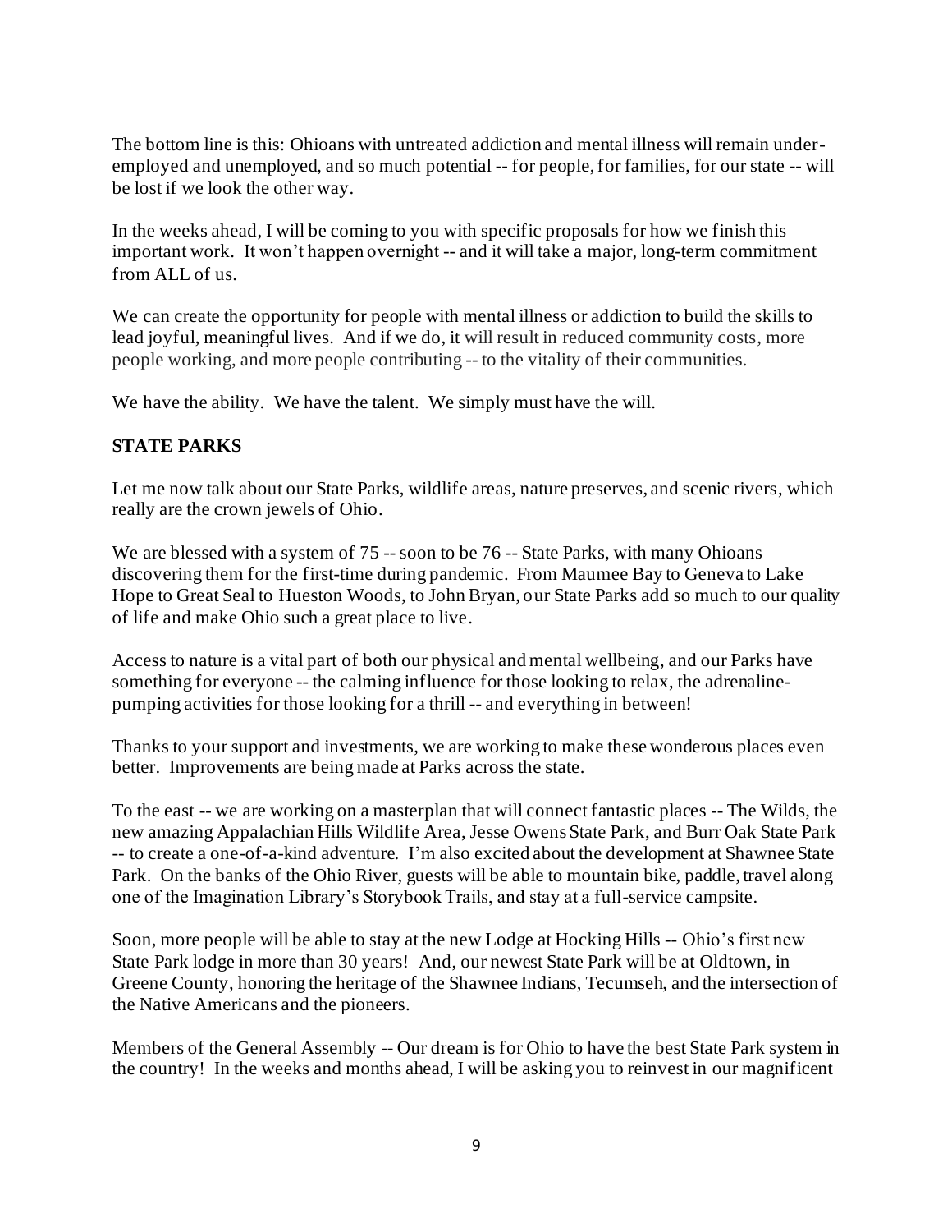The bottom line is this: Ohioans with untreated addiction and mental illness will remain under-employed and unemployed, and so much potential -- for people, for families, for our state -- will be lost if we look the other way.

In the weeks ahead, I will be coming to you with specific proposals for how we finish this important work. It won't happen overnight -- and it will take a major, long-term commitment from ALL of us.

We can create the opportunity for people with mental illness or addiction to build the skills to lead joyful, meaningful lives. And if we do, it will result in reduced community costs, more people working, and more people contributing -- to the vitality of their communities.

We have the ability. We have the talent. We simply must have the will.

## STATE PARKS

Let me now talk about our State Parks, wildlife areas, nature preserves, and scenic rivers, which really are the crown jewels of Ohio.

We are blessed with a system of 75 -- soon to be 76 -- State Parks, with many Ohioans discovering them for the first-time during pandemic. From Maumee Bay to Geneva to Lake Hope to Great Seal to Hueston Woods, to John Bryan, our State Parks add so much to our quality of life and make Ohio such a great place to live.

Access to nature is a vital part of both our physical and mental wellbeing, and our Parks have something for everyone -- the calming influence for those looking to relax, the adrenaline-pumping activities for those looking for a thrill -- and everything in between!

Thanks to your support and investments, we are working to make these wonderous places even better. Improvements are being made at Parks across the state.

To the east -- we are working on a masterplan that will connect fantastic places -- The Wilds, the new amazing Appalachian Hills Wildlife Area, Jesse Owens State Park, and Burr Oak State Park -- to create a one-of-a-kind adventure. I'm also excited about the development at Shawnee State Park. On the banks of the Ohio River, guests will be able to mountain bike, paddle, travel along one of the Imagination Library's Storybook Trails, and stay at a full-service campsite.

Soon, more people will be able to stay at the new Lodge at Hocking Hills -- Ohio's first new State Park lodge in more than 30 years! And, our newest State Park will be at Oldtown, in Greene County, honoring the heritage of the Shawnee Indians, Tecumseh, and the intersection of the Native Americans and the pioneers.

Members of the General Assembly -- Our dream is for Ohio to have the best State Park system in the country! In the weeks and months ahead, I will be asking you to reinvest in our magnificent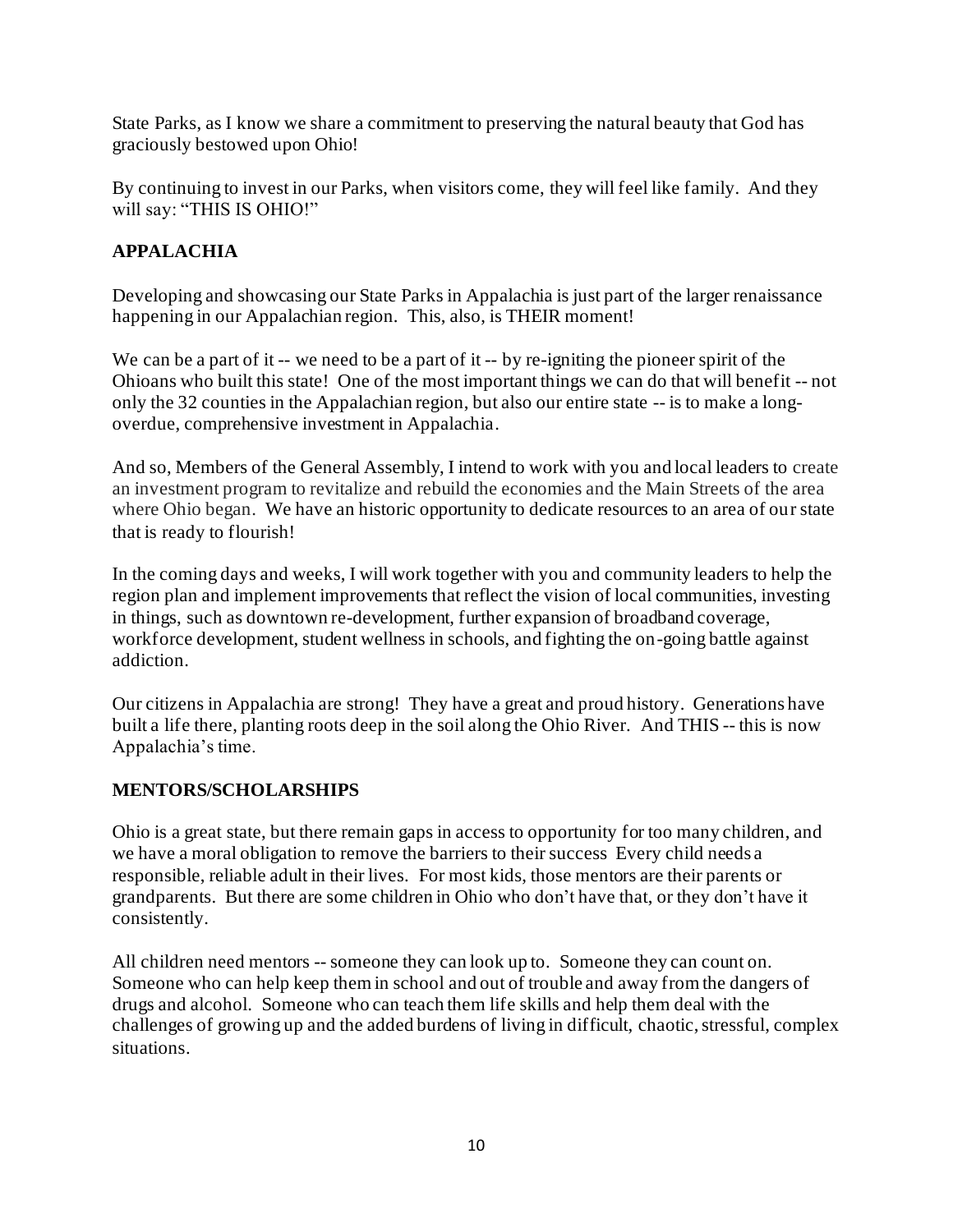State Parks, as I know we share a commitment to preserving the natural beauty that God has graciously bestowed upon Ohio!

By continuing to invest in our Parks, when visitors come, they will feel like family. And they will say: "THIS IS OHIO!"

## APPALACHIA

Developing and showcasing our State Parks in Appalachia is just part of the larger renaissance happening in our Appalachian region. This, also, is THEIR moment!

We can be a part of it -- we need to be a part of it -- by re-igniting the pioneer spirit of the Ohioans who built this state! One of the most important things we can do that will benefit -- not only the 32 counties in the Appalachian region, but also our entire state -- is to make a long-overdue, comprehensive investment in Appalachia.

And so, Members of the General Assembly, I intend to work with you and local leaders to create an investment program to revitalize and rebuild the economies and the Main Streets of the area where Ohio began. We have an historic opportunity to dedicate resources to an area of our state that is ready to flourish!

In the coming days and weeks, I will work together with you and community leaders to help the region plan and implement improvements that reflect the vision of local communities, investing in things, such as downtown re-development, further expansion of broadband coverage, workforce development, student wellness in schools, and fighting the on-going battle against addiction.

Our citizens in Appalachia are strong! They have a great and proud history. Generations have built a life there, planting roots deep in the soil along the Ohio River. And THIS -- this is now Appalachia's time.

## MENTORS/SCHOLARSHIPS

Ohio is a great state, but there remain gaps in access to opportunity for too many children, and we have a moral obligation to remove the barriers to their success Every child needs a responsible, reliable adult in their lives. For most kids, those mentors are their parents or grandparents. But there are some children in Ohio who don't have that, or they don't have it consistently.

All children need mentors -- someone they can look up to. Someone they can count on. Someone who can help keep them in school and out of trouble and away from the dangers of drugs and alcohol. Someone who can teach them life skills and help them deal with the challenges of growing up and the added burdens of living in difficult, chaotic, stressful, complex situations.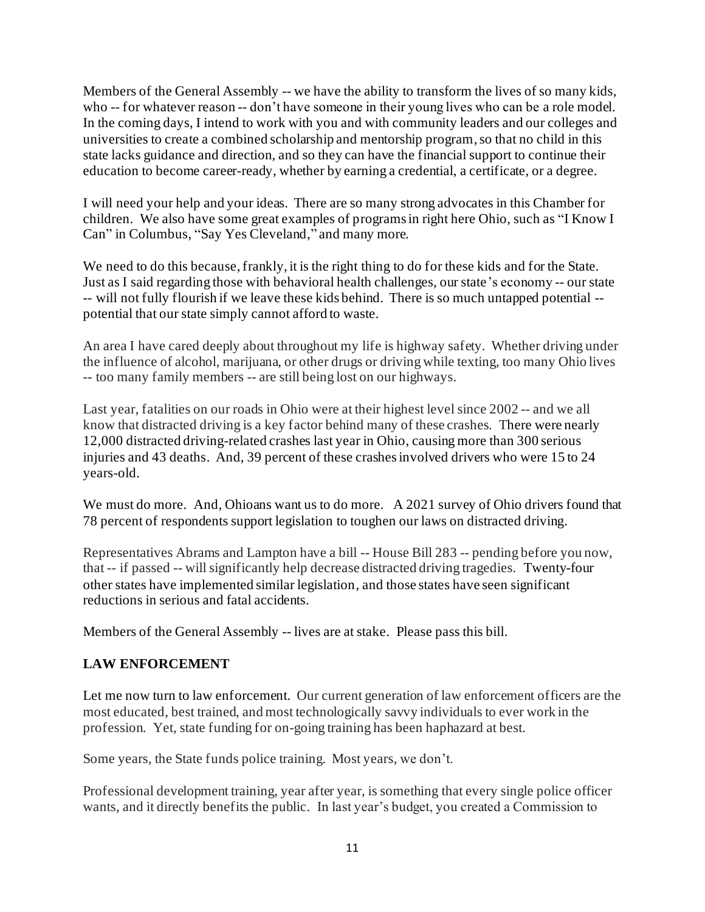Members of the General Assembly -- we have the ability to transform the lives of so many kids, who -- for whatever reason -- don't have someone in their young lives who can be a role model. In the coming days, I intend to work with you and with community leaders and our colleges and universities to create a combined scholarship and mentorship program, so that no child in this state lacks guidance and direction, and so they can have the financial support to continue their education to become career-ready, whether by earning a credential, a certificate, or a degree.

I will need your help and your ideas. There are so many strong advocates in this Chamber for children. We also have some great examples of programs in right here Ohio, such as "I Know I Can" in Columbus, "Say Yes Cleveland," and many more.

We need to do this because, frankly, it is the right thing to do for these kids and for the State. Just as I said regarding those with behavioral health challenges, our state's economy -- our state -- will not fully flourish if we leave these kids behind. There is so much untapped potential -- potential that our state simply cannot afford to waste.

An area I have cared deeply about throughout my life is highway safety. Whether driving under the influence of alcohol, marijuana, or other drugs or driving while texting, too many Ohio lives -- too many family members -- are still being lost on our highways.

Last year, fatalities on our roads in Ohio were at their highest level since 2002 -- and we all know that distracted driving is a key factor behind many of these crashes. There were nearly 12,000 distracted driving-related crashes last year in Ohio, causing more than 300 serious injuries and 43 deaths. And, 39 percent of these crashes involved drivers who were 15 to 24 years-old.

We must do more. And, Ohioans want us to do more. A 2021 survey of Ohio drivers found that 78 percent of respondents support legislation to toughen our laws on distracted driving.

Representatives Abrams and Lampton have a bill -- House Bill 283 -- pending before you now, that -- if passed -- will significantly help decrease distracted driving tragedies. Twenty-four other states have implemented similar legislation, and those states have seen significant reductions in serious and fatal accidents.

Members of the General Assembly -- lives are at stake. Please pass this bill.

## LAW ENFORCEMENT

Let me now turn to law enforcement. Our current generation of law enforcement officers are the most educated, best trained, and most technologically savvy individuals to ever work in the profession. Yet, state funding for on-going training has been haphazard at best.

Some years, the State funds police training. Most years, we don't.

Professional development training, year after year, is something that every single police officer wants, and it directly benefits the public. In last year's budget, you created a Commission to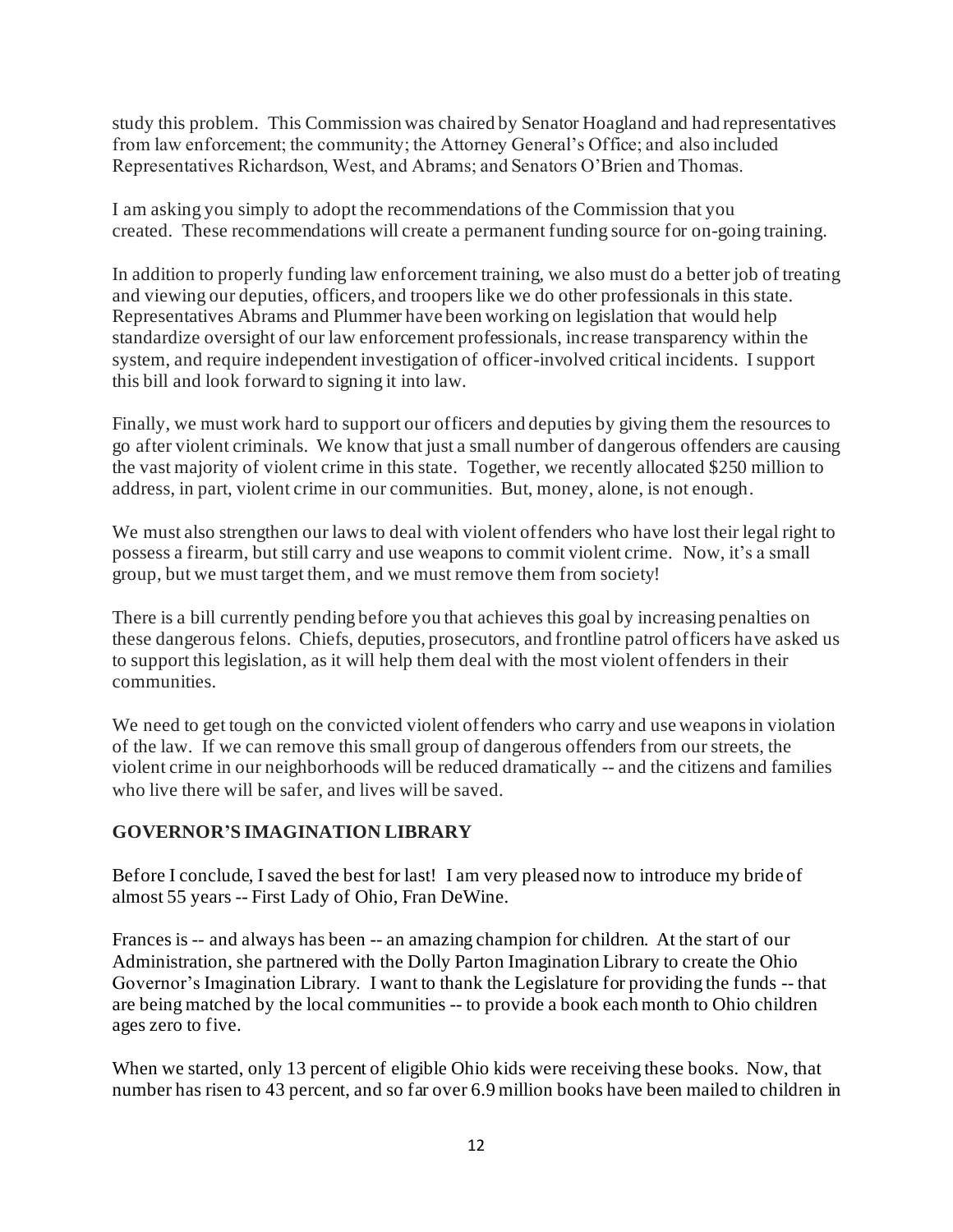study this problem. This Commission was chaired by Senator Hoagland and had representatives from law enforcement; the community; the Attorney General's Office; and also included Representatives Richardson, West, and Abrams; and Senators O'Brien and Thomas.

I am asking you simply to adopt the recommendations of the Commission that you created. These recommendations will create a permanent funding source for on-going training.

In addition to properly funding law enforcement training, we also must do a better job of treating and viewing our deputies, officers, and troopers like we do other professionals in this state. Representatives Abrams and Plummer have been working on legislation that would help standardize oversight of our law enforcement professionals, increase transparency within the system, and require independent investigation of officer-involved critical incidents. I support this bill and look forward to signing it into law.

Finally, we must work hard to support our officers and deputies by giving them the resources to go after violent criminals. We know that just a small number of dangerous offenders are causing the vast majority of violent crime in this state. Together, we recently allocated $250 million to address, in part, violent crime in our communities. But, money, alone, is not enough.

We must also strengthen our laws to deal with violent offenders who have lost their legal right to possess a firearm, but still carry and use weapons to commit violent crime. Now, it's a small group, but we must target them, and we must remove them from society!

There is a bill currently pending before you that achieves this goal by increasing penalties on these dangerous felons. Chiefs, deputies, prosecutors, and frontline patrol officers have asked us to support this legislation, as it will help them deal with the most violent offenders in their communities.

We need to get tough on the convicted violent offenders who carry and use weapons in violation of the law. If we can remove this small group of dangerous offenders from our streets, the violent crime in our neighborhoods will be reduced dramatically -- and the citizens and families who live there will be safer, and lives will be saved.

## GOVERNOR'S IMAGINATION LIBRARY

Before I conclude, I saved the best for last! I am very pleased now to introduce my bride of almost 55 years -- First Lady of Ohio, Fran DeWine.

Frances is -- and always has been -- an amazing champion for children. At the start of our Administration, she partnered with the Dolly Parton Imagination Library to create the Ohio Governor's Imagination Library. I want to thank the Legislature for providing the funds -- that are being matched by the local communities -- to provide a book each month to Ohio children ages zero to five.

When we started, only 13 percent of eligible Ohio kids were receiving these books. Now, that number has risen to 43 percent, and so far over 6.9 million books have been mailed to children in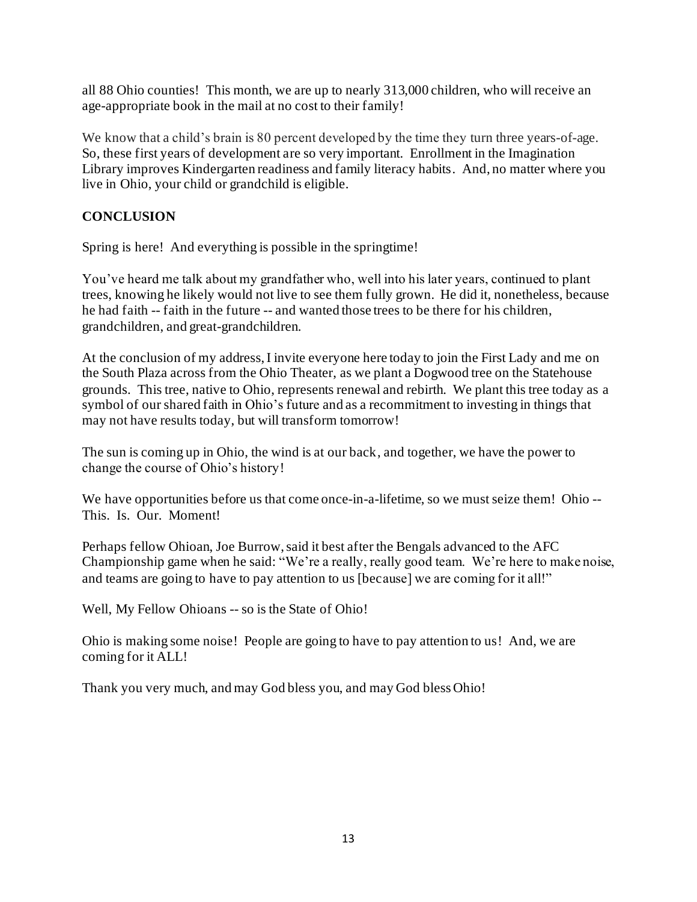all 88 Ohio counties! This month, we are up to nearly 313,000 children, who will receive an age-appropriate book in the mail at no cost to their family!

We know that a child's brain is 80 percent developed by the time they turn three years-of-age. So, these first years of development are so very important. Enrollment in the Imagination Library improves Kindergarten readiness and family literacy habits. And, no matter where you live in Ohio, your child or grandchild is eligible.

**CONCLUSION**

Spring is here! And everything is possible in the springtime!

You've heard me talk about my grandfather who, well into his later years, continued to plant trees, knowing he likely would not live to see them fully grown. He did it, nonetheless, because he had faith -- faith in the future -- and wanted those trees to be there for his children, grandchildren, and great-grandchildren.

At the conclusion of my address, I invite everyone here today to join the First Lady and me on the South Plaza across from the Ohio Theater, as we plant a Dogwood tree on the Statehouse grounds. This tree, native to Ohio, represents renewal and rebirth. We plant this tree today as a symbol of our shared faith in Ohio's future and as a recommitment to investing in things that may not have results today, but will transform tomorrow!

The sun is coming up in Ohio, the wind is at our back, and together, we have the power to change the course of Ohio's history!

We have opportunities before us that come once-in-a-lifetime, so we must seize them! Ohio -- This. Is. Our. Moment!

Perhaps fellow Ohioan, Joe Burrow, said it best after the Bengals advanced to the AFC Championship game when he said: "We're a really, really good team. We're here to make noise, and teams are going to have to pay attention to us [because] we are coming for it all!"

Well, My Fellow Ohioans -- so is the State of Ohio!

Ohio is making some noise! People are going to have to pay attention to us! And, we are coming for it ALL!

Thank you very much, and may God bless you, and may God bless Ohio!